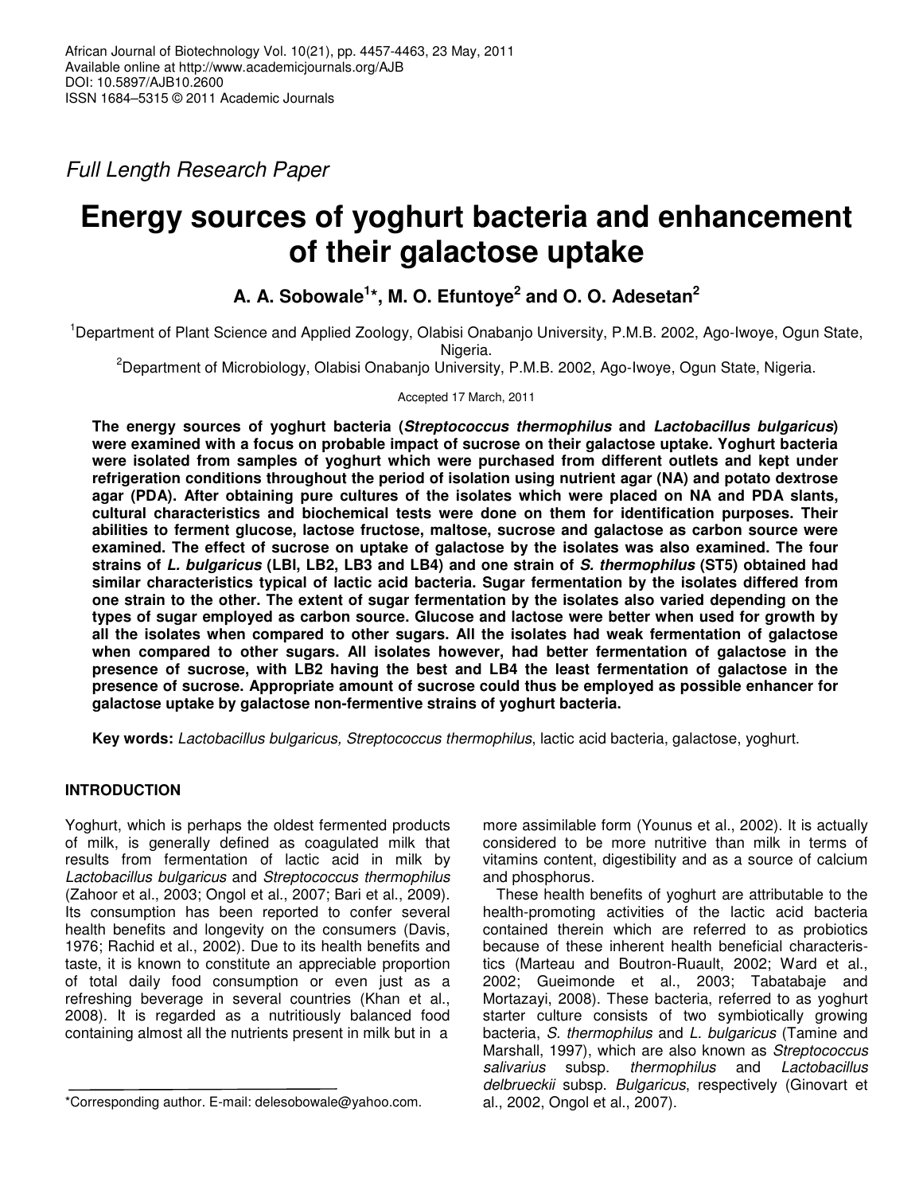*Full Length Research Paper*

# Energy sources of yoghurt bacteria and enhancement of their galactose uptake

**A. A. Sobowale[1]*, M. O. Efuntoye[2] and O. O. Adesetan[2]**

[1]Department of Plant Science and Applied Zoology, Olabisi Onabanjo University, P.M.B. 2002, Ago-Iwoye, Ogun State, Nigeria.

[2]Department of Microbiology, Olabisi Onabanjo University, P.M.B. 2002, Ago-Iwoye, Ogun State, Nigeria.

Accepted 17 March, 2011

**The energy sources of yoghurt bacteria (*Streptococcus thermophilus* and *Lactobacillus bulgaricus*) were examined with a focus on probable impact of sucrose on their galactose uptake. Yoghurt bacteria were isolated from samples of yoghurt which were purchased from different outlets and kept under refrigeration conditions throughout the period of isolation using nutrient agar (NA) and potato dextrose agar (PDA). After obtaining pure cultures of the isolates which were placed on NA and PDA slants, cultural characteristics and biochemical tests were done on them for identification purposes. Their abilities to ferment glucose, lactose fructose, maltose, sucrose and galactose as carbon source were examined. The effect of sucrose on uptake of galactose by the isolates was also examined. The four strains of *L. bulgaricus* (LBI, LB2, LB3 and LB4) and one strain of *S. thermophilus* (ST5) obtained had similar characteristics typical of lactic acid bacteria. Sugar fermentation by the isolates differed from one strain to the other. The extent of sugar fermentation by the isolates also varied depending on the types of sugar employed as carbon source. Glucose and lactose were better when used for growth by all the isolates when compared to other sugars. All the isolates had weak fermentation of galactose when compared to other sugars. All isolates however, had better fermentation of galactose in the presence of sucrose, with LB2 having the best and LB4 the least fermentation of galactose in the presence of sucrose. Appropriate amount of sucrose could thus be employed as possible enhancer for galactose uptake by galactose non-fermentive strains of yoghurt bacteria.**

**Key words:** *Lactobacillus bulgaricus, Streptococcus thermophilus*, lactic acid bacteria, galactose, yoghurt.

## INTRODUCTION

Yoghurt, which is perhaps the oldest fermented products of milk, is generally defined as coagulated milk that results from fermentation of lactic acid in milk by *Lactobacillus bulgaricus* and *Streptococcus thermophilus* (Zahoor et al., 2003; Ongol et al., 2007; Bari et al., 2009). Its consumption has been reported to confer several health benefits and longevity on the consumers (Davis, 1976; Rachid et al., 2002). Due to its health benefits and taste, it is known to constitute an appreciable proportion of total daily food consumption or even just as a refreshing beverage in several countries (Khan et al., 2008). It is regarded as a nutritiously balanced food containing almost all the nutrients present in milk but in a more assimilable form (Younus et al., 2002). It is actually considered to be more nutritive than milk in terms of vitamins content, digestibility and as a source of calcium and phosphorus.

These health benefits of yoghurt are attributable to the health-promoting activities of the lactic acid bacteria contained therein which are referred to as probiotics because of these inherent health beneficial characteristics (Marteau and Boutron-Ruault, 2002; Ward et al., 2002; Gueimonde et al., 2003; Tabatabaje and Mortazayi, 2008). These bacteria, referred to as yoghurt starter culture consists of two symbiotically growing bacteria, *S. thermophilus* and *L. bulgaricus* (Tamine and Marshall, 1997), which are also known as *Streptococcus salivarius* subsp. *thermophilus* and *Lactobacillus delbrueckii* subsp. *Bulgaricus*, respectively (Ginovart et al., 2002, Ongol et al., 2007).

*Corresponding author. E-mail: delesobowale@yahoo.com.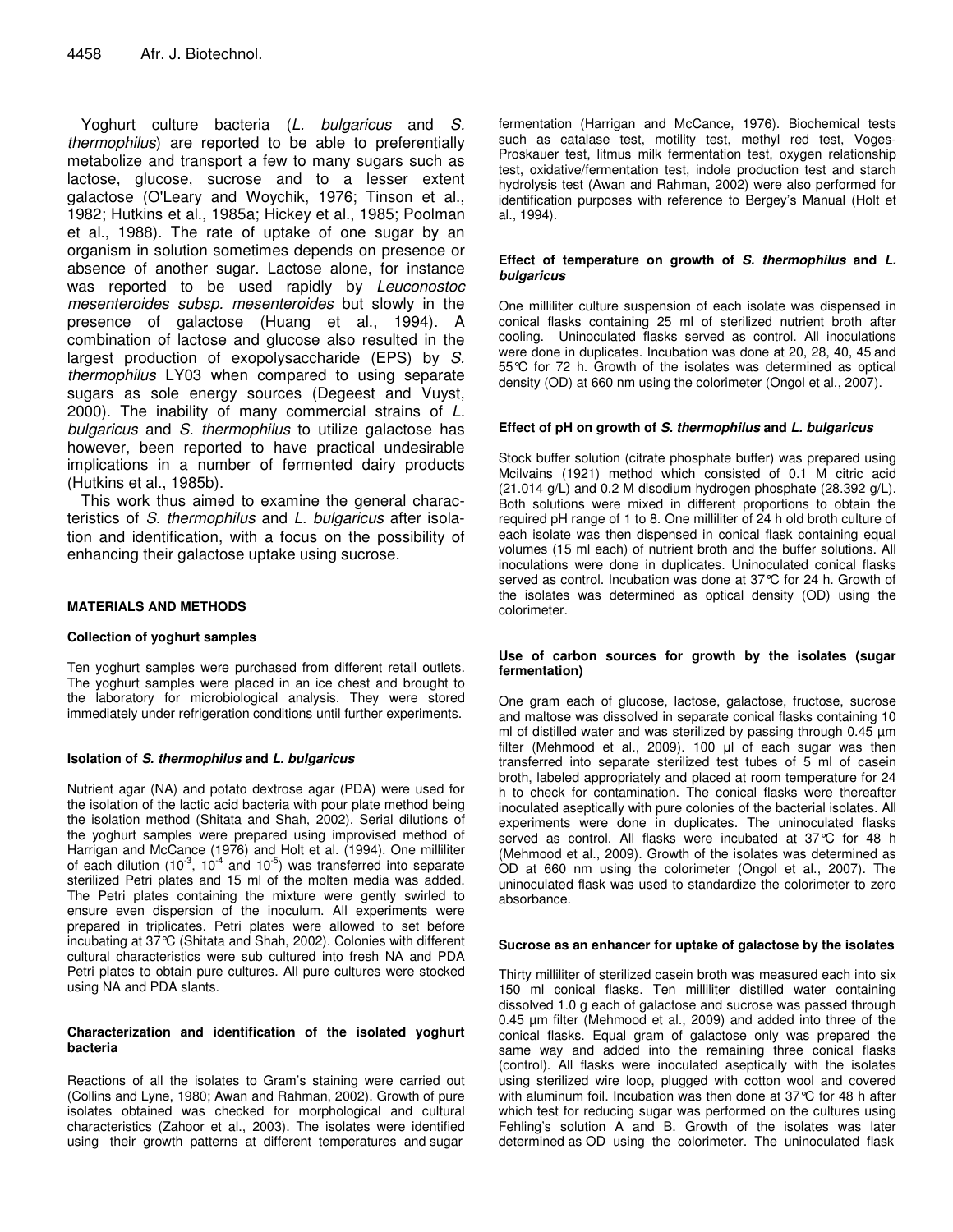Yoghurt culture bacteria (*L. bulgaricus* and *S. thermophilus*) are reported to be able to preferentially metabolize and transport a few to many sugars such as lactose, glucose, sucrose and to a lesser extent galactose (O'Leary and Woychik, 1976; Tinson et al., 1982; Hutkins et al., 1985a; Hickey et al., 1985; Poolman et al., 1988). The rate of uptake of one sugar by an organism in solution sometimes depends on presence or absence of another sugar. Lactose alone, for instance was reported to be used rapidly by *Leuconostoc mesenteroides subsp. mesenteroides* but slowly in the presence of galactose (Huang et al., 1994). A combination of lactose and glucose also resulted in the largest production of exopolysaccharide (EPS) by *S. thermophilus* LY03 when compared to using separate sugars as sole energy sources (Degeest and Vuyst, 2000). The inability of many commercial strains of *L. bulgaricus* and *S. thermophilus* to utilize galactose has however, been reported to have practical undesirable implications in a number of fermented dairy products (Hutkins et al., 1985b).

This work thus aimed to examine the general characteristics of *S. thermophilus* and *L. bulgaricus* after isolation and identification, with a focus on the possibility of enhancing their galactose uptake using sucrose.

## MATERIALS AND METHODS

### Collection of yoghurt samples

Ten yoghurt samples were purchased from different retail outlets. The yoghurt samples were placed in an ice chest and brought to the laboratory for microbiological analysis. They were stored immediately under refrigeration conditions until further experiments.

### Isolation of *S. thermophilus* and *L. bulgaricus*

Nutrient agar (NA) and potato dextrose agar (PDA) were used for the isolation of the lactic acid bacteria with pour plate method being the isolation method (Shitata and Shah, 2002). Serial dilutions of the yoghurt samples were prepared using improvised method of Harrigan and McCance (1976) and Holt et al. (1994). One milliliter of each dilution ($10^{-3}$, $10^{-4}$ and $10^{-5}$) was transferred into separate sterilized Petri plates and 15 ml of the molten media was added. The Petri plates containing the mixture were gently swirled to ensure even dispersion of the inoculum. All experiments were prepared in triplicates. Petri plates were allowed to set before incubating at 37°C (Shitata and Shah, 2002). Colonies with different cultural characteristics were sub cultured into fresh NA and PDA Petri plates to obtain pure cultures. All pure cultures were stocked using NA and PDA slants.

### Characterization and identification of the isolated yoghurt bacteria

Reactions of all the isolates to Gram's staining were carried out (Collins and Lyne, 1980; Awan and Rahman, 2002). Growth of pure isolates obtained was checked for morphological and cultural characteristics (Zahoor et al., 2003). The isolates were identified using their growth patterns at different temperatures and sugar fermentation (Harrigan and McCance, 1976). Biochemical tests such as catalase test, motility test, methyl red test, Voges-Proskauer test, litmus milk fermentation test, oxygen relationship test, oxidative/fermentation test, indole production test and starch hydrolysis test (Awan and Rahman, 2002) were also performed for identification purposes with reference to Bergey's Manual (Holt et al., 1994).

### Effect of temperature on growth of *S. thermophilus* and *L. bulgaricus*

One milliliter culture suspension of each isolate was dispensed in conical flasks containing 25 ml of sterilized nutrient broth after cooling. Uninoculated flasks served as control. All inoculations were done in duplicates. Incubation was done at 20, 28, 40, 45 and 55°C for 72 h. Growth of the isolates was determined as optical density (OD) at 660 nm using the colorimeter (Ongol et al., 2007).

### Effect of pH on growth of *S. thermophilus* and *L. bulgaricus*

Stock buffer solution (citrate phosphate buffer) was prepared using Mcilvains (1921) method which consisted of 0.1 M citric acid (21.014 g/L) and 0.2 M disodium hydrogen phosphate (28.392 g/L). Both solutions were mixed in different proportions to obtain the required pH range of 1 to 8. One milliliter of 24 h old broth culture of each isolate was then dispensed in conical flask containing equal volumes (15 ml each) of nutrient broth and the buffer solutions. All inoculations were done in duplicates. Uninoculated conical flasks served as control. Incubation was done at 37°C for 24 h. Growth of the isolates was determined as optical density (OD) using the colorimeter.

### Use of carbon sources for growth by the isolates (sugar fermentation)

One gram each of glucose, lactose, galactose, fructose, sucrose and maltose was dissolved in separate conical flasks containing 10 ml of distilled water and was sterilized by passing through 0.45 µm filter (Mehmood et al., 2009). 100 µl of each sugar was then transferred into separate sterilized test tubes of 5 ml of casein broth, labeled appropriately and placed at room temperature for 24 h to check for contamination. The conical flasks were thereafter inoculated aseptically with pure colonies of the bacterial isolates. All experiments were done in duplicates. The uninoculated flasks served as control. All flasks were incubated at 37°C for 48 h (Mehmood et al., 2009). Growth of the isolates was determined as OD at 660 nm using the colorimeter (Ongol et al., 2007). The uninoculated flask was used to standardize the colorimeter to zero absorbance.

### Sucrose as an enhancer for uptake of galactose by the isolates

Thirty milliliter of sterilized casein broth was measured each into six 150 ml conical flasks. Ten milliliter distilled water containing dissolved 1.0 g each of galactose and sucrose was passed through 0.45 µm filter (Mehmood et al., 2009) and added into three of the conical flasks. Equal gram of galactose only was prepared the same way and added into the remaining three conical flasks (control). All flasks were inoculated aseptically with the isolates using sterilized wire loop, plugged with cotton wool and covered with aluminum foil. Incubation was then done at 37°C for 48 h after which test for reducing sugar was performed on the cultures using Fehling's solution A and B. Growth of the isolates was later determined as OD using the colorimeter. The uninoculated flask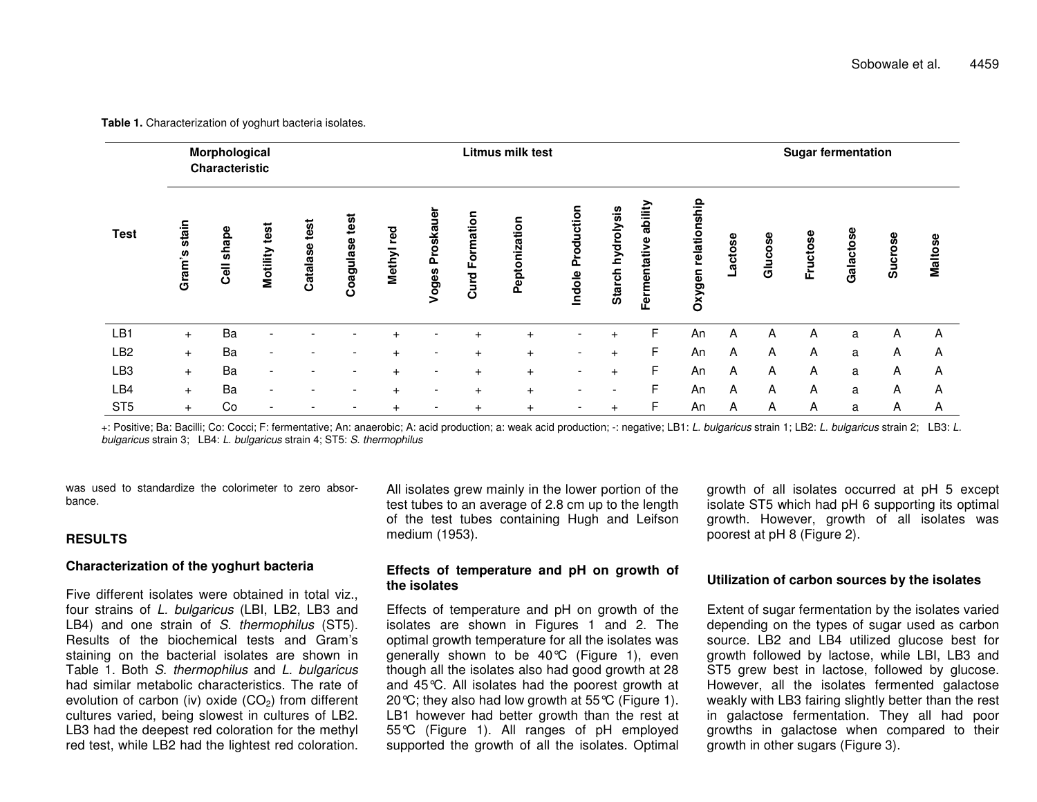**Table 1.** Characterization of yoghurt bacteria isolates.

| Test | Morphological Characteristic | | Litmus milk test | | | | | | | | | | | Sugar fermentation | | | | | |
|---|---|---|---|---|---|---|---|---|---|---|---|---|---|---|---|---|---|---|---|
| | Gram's stain | Cell shape | Motility test | Catalase test | Coagulase test | Methyl red | Voges Proskauer | Curd Formation | Peptonization | Indole Production | Starch hydrolysis | Fermentative ability | Oxygen relationship | Lactose | Glucose | Fructose | Galactose | Sucrose | Maltose |
| LB1 | + | Ba | - | - | - | + | - | + | + | - | + | F | An | A | A | A | a | A | A |
| LB2 | + | Ba | - | - | - | + | - | + | + | - | + | F | An | A | A | A | a | A | A |
| LB3 | + | Ba | - | - | - | + | - | + | + | - | + | F | An | A | A | A | a | A | A |
| LB4 | + | Ba | - | - | - | + | - | + | + | - | - | F | An | A | A | A | a | A | A |
| ST5 | + | Co | - | - | - | + | - | + | + | - | + | F | An | A | A | A | a | A | A |

+: Positive; Ba: Bacilli; Co: Cocci; F: fermentative; An: anaerobic; A: acid production; a: weak acid production; -: negative; LB1: *L. bulgaricus* strain 1; LB2: *L. bulgaricus* strain 2; LB3: *L. bulgaricus* strain 3; LB4: *L. bulgaricus* strain 4; ST5: *S. thermophilus*

was used to standardize the colorimeter to zero absorbance.

## RESULTS

### Characterization of the yoghurt bacteria

Five different isolates were obtained in total viz., four strains of *L. bulgaricus* (LBI, LB2, LB3 and LB4) and one strain of *S. thermophilus* (ST5). Results of the biochemical tests and Gram's staining on the bacterial isolates are shown in Table 1. Both *S. thermophilus* and *L. bulgaricus* had similar metabolic characteristics. The rate of evolution of carbon (iv) oxide ($CO_2$) from different cultures varied, being slowest in cultures of LB2. LB3 had the deepest red coloration for the methyl red test, while LB2 had the lightest red coloration. All isolates grew mainly in the lower portion of the test tubes to an average of 2.8 cm up to the length of the test tubes containing Hugh and Leifson medium (1953).

### Effects of temperature and pH on growth of the isolates

Effects of temperature and pH on growth of the isolates are shown in Figures 1 and 2. The optimal growth temperature for all the isolates was generally shown to be 40°C (Figure 1), even though all the isolates also had good growth at 28 and 45°C. All isolates had the poorest growth at 20°C; they also had low growth at 55°C (Figure 1). LB1 however had better growth than the rest at 55°C (Figure 1). All ranges of pH employed supported the growth of all the isolates. Optimal growth of all isolates occurred at pH 5 except isolate ST5 which had pH 6 supporting its optimal growth. However, growth of all isolates was poorest at pH 8 (Figure 2).

### Utilization of carbon sources by the isolates

Extent of sugar fermentation by the isolates varied depending on the types of sugar used as carbon source. LB2 and LB4 utilized glucose best for growth followed by lactose, while LBI, LB3 and ST5 grew best in lactose, followed by glucose. However, all the isolates fermented galactose weakly with LB3 fairing slightly better than the rest in galactose fermentation. They all had poor growths in galactose when compared to their growth in other sugars (Figure 3).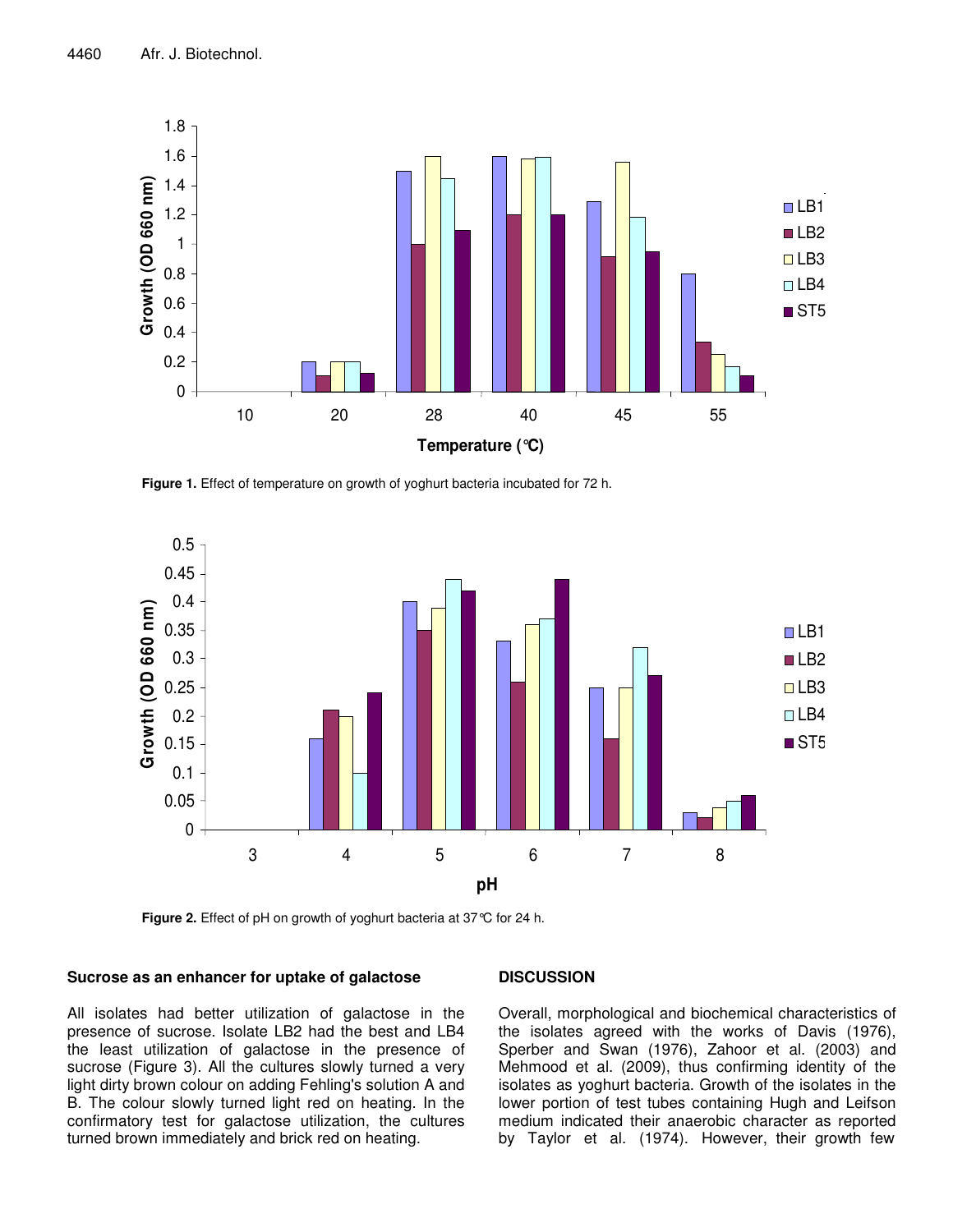Figure 1. Effect of temperature on growth of yoghurt bacteria incubated for 72 h.

Figure 2. Effect of pH on growth of yoghurt bacteria at 37°C for 24 h.

### Sucrose as an enhancer for uptake of galactose

All isolates had better utilization of galactose in the presence of sucrose. Isolate LB2 had the best and LB4 the least utilization of galactose in the presence of sucrose (Figure 3). All the cultures slowly turned a very light dirty brown colour on adding Fehling's solution A and B. The colour slowly turned light red on heating. In the confirmatory test for galactose utilization, the cultures turned brown immediately and brick red on heating.

## DISCUSSION

Overall, morphological and biochemical characteristics of the isolates agreed with the works of Davis (1976), Sperber and Swan (1976), Zahoor et al. (2003) and Mehmood et al. (2009), thus confirming identity of the isolates as yoghurt bacteria. Growth of the isolates in the lower portion of test tubes containing Hugh and Leifson medium indicated their anaerobic character as reported by Taylor et al. (1974). However, their growth few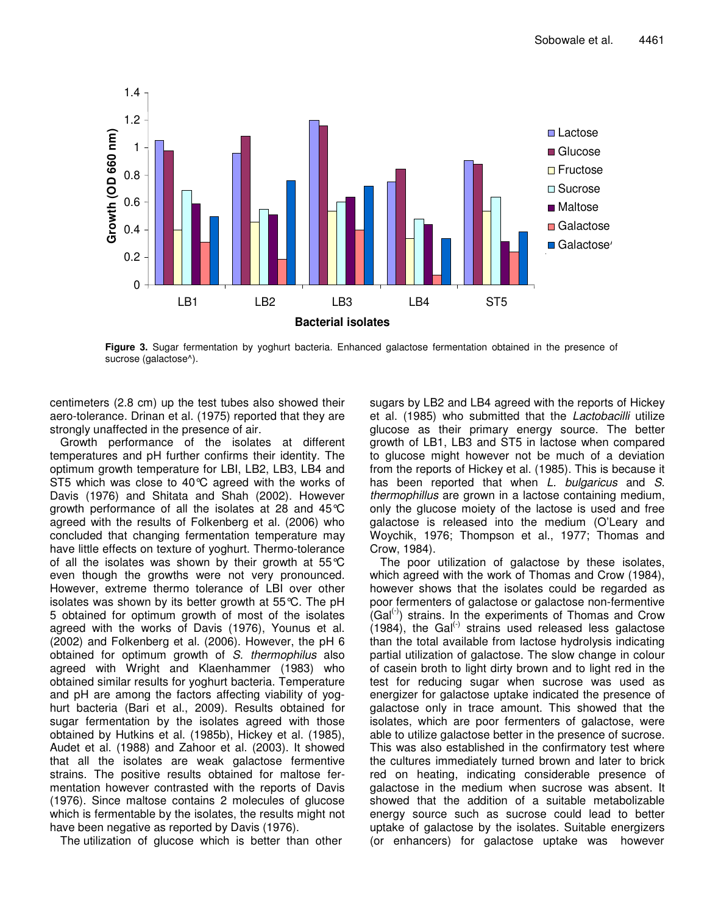**Figure 3.** Sugar fermentation by yoghurt bacteria. Enhanced galactose fermentation obtained in the presence of sucrose (galactose^).

centimeters (2.8 cm) up the test tubes also showed their aero-tolerance. Drinan et al. (1975) reported that they are strongly unaffected in the presence of air.

Growth performance of the isolates at different temperatures and pH further confirms their identity. The optimum growth temperature for LBI, LB2, LB3, LB4 and ST5 which was close to 40°C agreed with the works of Davis (1976) and Shitata and Shah (2002). However growth performance of all the isolates at 28 and 45°C agreed with the results of Folkenberg et al. (2006) who concluded that changing fermentation temperature may have little effects on texture of yoghurt. Thermo-tolerance of all the isolates was shown by their growth at 55°C even though the growths were not very pronounced. However, extreme thermo tolerance of LBI over other isolates was shown by its better growth at 55°C. The pH 5 obtained for optimum growth of most of the isolates agreed with the works of Davis (1976), Younus et al. (2002) and Folkenberg et al. (2006). However, the pH 6 obtained for optimum growth of *S. thermophilus* also agreed with Wright and Klaenhammer (1983) who obtained similar results for yoghurt bacteria. Temperature and pH are among the factors affecting viability of yoghurt bacteria (Bari et al., 2009). Results obtained for sugar fermentation by the isolates agreed with those obtained by Hutkins et al. (1985b), Hickey et al. (1985), Audet et al. (1988) and Zahoor et al. (2003). It showed that all the isolates are weak galactose fermentive strains. The positive results obtained for maltose fermentation however contrasted with the reports of Davis (1976). Since maltose contains 2 molecules of glucose which is fermentable by the isolates, the results might not have been negative as reported by Davis (1976).

The utilization of glucose which is better than other sugars by LB2 and LB4 agreed with the reports of Hickey et al. (1985) who submitted that the *Lactobacilli* utilize glucose as their primary energy source. The better growth of LB1, LB3 and ST5 in lactose when compared to glucose might however not be much of a deviation from the reports of Hickey et al. (1985). This is because it has been reported that when *L. bulgaricus* and *S. thermophillus* are grown in a lactose containing medium, only the glucose moiety of the lactose is used and free galactose is released into the medium (O'Leary and Woychik, 1976; Thompson et al., 1977; Thomas and Crow, 1984).

The poor utilization of galactose by these isolates, which agreed with the work of Thomas and Crow (1984), however shows that the isolates could be regarded as poor fermenters of galactose or galactose non-fermentive ($Gal^{(-)}$) strains. In the experiments of Thomas and Crow (1984), the $Gal^{(-)}$ strains used released less galactose than the total available from lactose hydrolysis indicating partial utilization of galactose. The slow change in colour of casein broth to light dirty brown and to light red in the test for reducing sugar when sucrose was used as energizer for galactose uptake indicated the presence of galactose only in trace amount. This showed that the isolates, which are poor fermenters of galactose, were able to utilize galactose better in the presence of sucrose. This was also established in the confirmatory test where the cultures immediately turned brown and later to brick red on heating, indicating considerable presence of galactose in the medium when sucrose was absent. It showed that the addition of a suitable metabolizable energy source such as sucrose could lead to better uptake of galactose by the isolates. Suitable energizers (or enhancers) for galactose uptake was however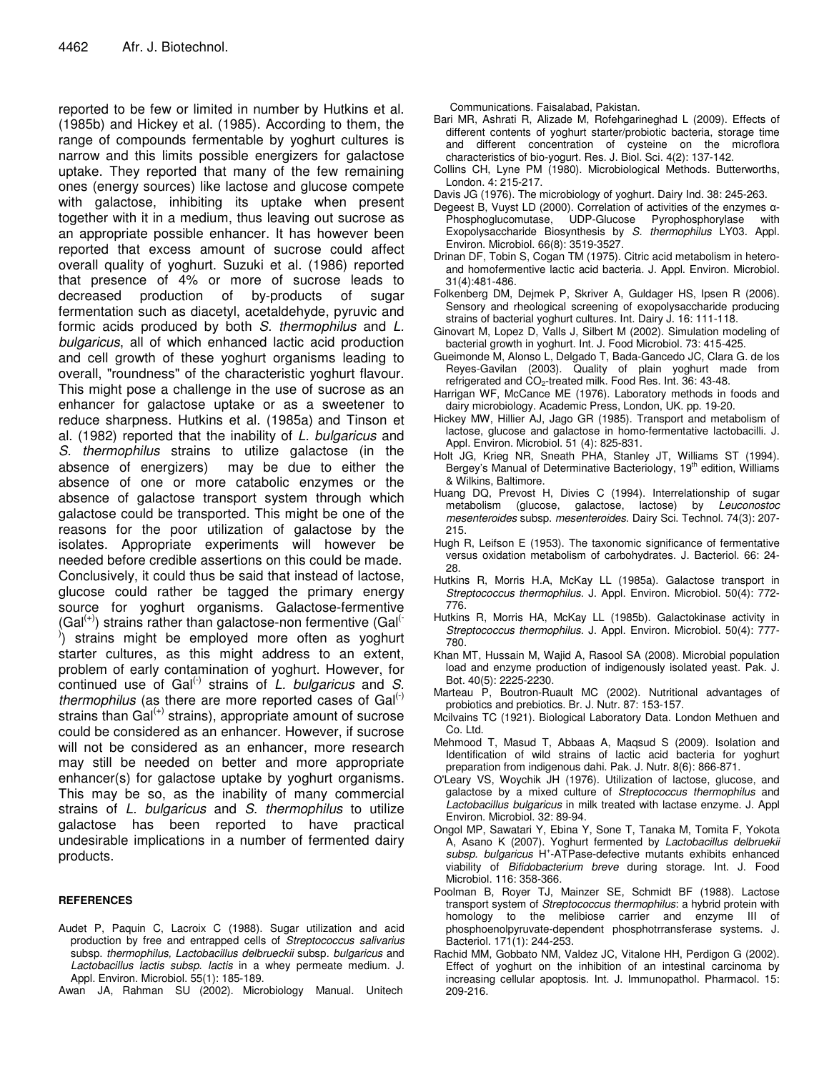reported to be few or limited in number by Hutkins et al. (1985b) and Hickey et al. (1985). According to them, the range of compounds fermentable by yoghurt cultures is narrow and this limits possible energizers for galactose uptake. They reported that many of the few remaining ones (energy sources) like lactose and glucose compete with galactose, inhibiting its uptake when present together with it in a medium, thus leaving out sucrose as an appropriate possible enhancer. It has however been reported that excess amount of sucrose could affect overall quality of yoghurt. Suzuki et al. (1986) reported that presence of 4% or more of sucrose leads to decreased production of by-products of sugar fermentation such as diacetyl, acetaldehyde, pyruvic and formic acids produced by both *S. thermophilus* and *L. bulgaricus*, all of which enhanced lactic acid production and cell growth of these yoghurt organisms leading to overall, "roundness" of the characteristic yoghurt flavour. This might pose a challenge in the use of sucrose as an enhancer for galactose uptake or as a sweetener to reduce sharpness. Hutkins et al. (1985a) and Tinson et al. (1982) reported that the inability of *L. bulgaricus* and *S. thermophilus* strains to utilize galactose (in the absence of energizers) may be due to either the absence of one or more catabolic enzymes or the absence of galactose transport system through which galactose could be transported. This might be one of the reasons for the poor utilization of galactose by the isolates. Appropriate experiments will however be needed before credible assertions on this could be made. Conclusively, it could thus be said that instead of lactose, glucose could rather be tagged the primary energy source for yoghurt organisms. Galactose-fermentive ($Gal^{(+)}$) strains rather than galactose-non fermentive ($Gal^{(-)}$) strains might be employed more often as yoghurt starter cultures, as this might address to an extent, problem of early contamination of yoghurt. However, for continued use of $Gal^{(-)}$ strains of *L. bulgaricus* and *S. thermophilus* (as there are more reported cases of $Gal^{(-)}$ strains than $Gal^{(+)}$ strains), appropriate amount of sucrose could be considered as an enhancer. However, if sucrose will not be considered as an enhancer, more research may still be needed on better and more appropriate enhancer(s) for galactose uptake by yoghurt organisms. This may be so, as the inability of many commercial strains of *L. bulgaricus* and *S. thermophilus* to utilize galactose has been reported to have practical undesirable implications in a number of fermented dairy products.

## REFERENCES

Audet P, Paquin C, Lacroix C (1988). Sugar utilization and acid production by free and entrapped cells of *Streptococcus salivarius* subsp. *thermophilus, Lactobacillus delbrueckii* subsp. *bulgaricus* and *Lactobacillus lactis subsp. lactis* in a whey permeate medium. J. Appl. Environ. Microbiol. 55(1): 185-189.

Awan JA, Rahman SU (2002). Microbiology Manual. Unitech Communications. Faisalabad, Pakistan.

Bari MR, Ashrati R, Alizade M, Rofehgarineghad L (2009). Effects of different contents of yoghurt starter/probiotic bacteria, storage time and different concentration of cysteine on the microflora characteristics of bio-yogurt. Res. J. Biol. Sci. 4(2): 137-142.

Collins CH, Lyne PM (1980). Microbiological Methods. Butterworths, London. 4: 215-217.

Davis JG (1976). The microbiology of yoghurt. Dairy Ind. 38: 245-263.

Degeest B, Vuyst LD (2000). Correlation of activities of the enzymes α-Phosphoglucomutase, UDP-Glucose Pyrophosphorylase with Exopolysaccharide Biosynthesis by *S. thermophilus* LY03. Appl. Environ. Microbiol. 66(8): 3519-3527.

Drinan DF, Tobin S, Cogan TM (1975). Citric acid metabolism in hetero- and homofermentive lactic acid bacteria. J. Appl. Environ. Microbiol. 31(4):481-486.

Folkenberg DM, Dejmek P, Skriver A, Guldager HS, Ipsen R (2006). Sensory and rheological screening of exopolysaccharide producing strains of bacterial yoghurt cultures. Int. Dairy J. 16: 111-118.

Ginovart M, Lopez D, Valls J, Silbert M (2002). Simulation modeling of bacterial growth in yoghurt. Int. J. Food Microbiol. 73: 415-425.

Gueimonde M, Alonso L, Delgado T, Bada-Gancedo JC, Clara G. de los Reyes-Gavilan (2003). Quality of plain yoghurt made from refrigerated and $CO_2$-treated milk. Food Res. Int. 36: 43-48.

Harrigan WF, McCance ME (1976). Laboratory methods in foods and dairy microbiology. Academic Press, London, UK. pp. 19-20.

Hickey MW, Hillier AJ, Jago GR (1985). Transport and metabolism of lactose, glucose and galactose in homo-fermentative lactobacilli. J. Appl. Environ. Microbiol. 51 (4): 825-831.

Holt JG, Krieg NR, Sneath PHA, Stanley JT, Williams ST (1994). Bergey's Manual of Determinative Bacteriology, 19th edition, Williams & Wilkins, Baltimore.

Huang DQ, Prevost H, Divies C (1994). Interrelationship of sugar metabolism (glucose, galactose, lactose) by *Leuconostoc mesenteroides* subsp. *mesenteroides*. Dairy Sci. Technol. 74(3): 207-215.

Hugh R, Leifson E (1953). The taxonomic significance of fermentative versus oxidation metabolism of carbohydrates. J. Bacteriol. 66: 24-28.

Hutkins R, Morris H.A, McKay LL (1985a). Galactose transport in *Streptococcus thermophilus*. J. Appl. Environ. Microbiol. 50(4): 772-776.

Hutkins R, Morris HA, McKay LL (1985b). Galactokinase activity in *Streptococcus thermophilus*. J. Appl. Environ. Microbiol. 50(4): 777-780.

Khan MT, Hussain M, Wajid A, Rasool SA (2008). Microbial population load and enzyme production of indigenously isolated yeast. Pak. J. Bot. 40(5): 2225-2230.

Marteau P, Boutron-Ruault MC (2002). Nutritional advantages of probiotics and prebiotics. Br. J. Nutr. 87: 153-157.

Mcilvains TC (1921). Biological Laboratory Data. London Methuen and Co. Ltd.

Mehmood T, Masud T, Abbaas A, Maqsud S (2009). Isolation and Identification of wild strains of lactic acid bacteria for yoghurt preparation from indigenous dahi. Pak. J. Nutr. 8(6): 866-871.

O'Leary VS, Woychik JH (1976). Utilization of lactose, glucose, and galactose by a mixed culture of *Streptococcus thermophilus* and *Lactobacillus bulgaricus* in milk treated with lactase enzyme. J. Appl Environ. Microbiol. 32: 89-94.

Ongol MP, Sawatari Y, Ebina Y, Sone T, Tanaka M, Tomita F, Yokota A, Asano K (2007). Yoghurt fermented by *Lactobacillus delbruekii subsp. bulgaricus* $H^+$-ATPase-defective mutants exhibits enhanced viability of *Bifidobacterium breve* during storage. Int. J. Food Microbiol. 116: 358-366.

Poolman B, Royer TJ, Mainzer SE, Schmidt BF (1988). Lactose transport system of *Streptococcus thermophilus*: a hybrid protein with homology to the melibiose carrier and enzyme III of phosphoenolpyruvate-dependent phosphotrransferase systems. J. Bacteriol. 171(1): 244-253.

Rachid MM, Gobbato NM, Valdez JC, Vitalone HH, Perdigon G (2002). Effect of yoghurt on the inhibition of an intestinal carcinoma by increasing cellular apoptosis. Int. J. Immunopathol. Pharmacol. 15: 209-216.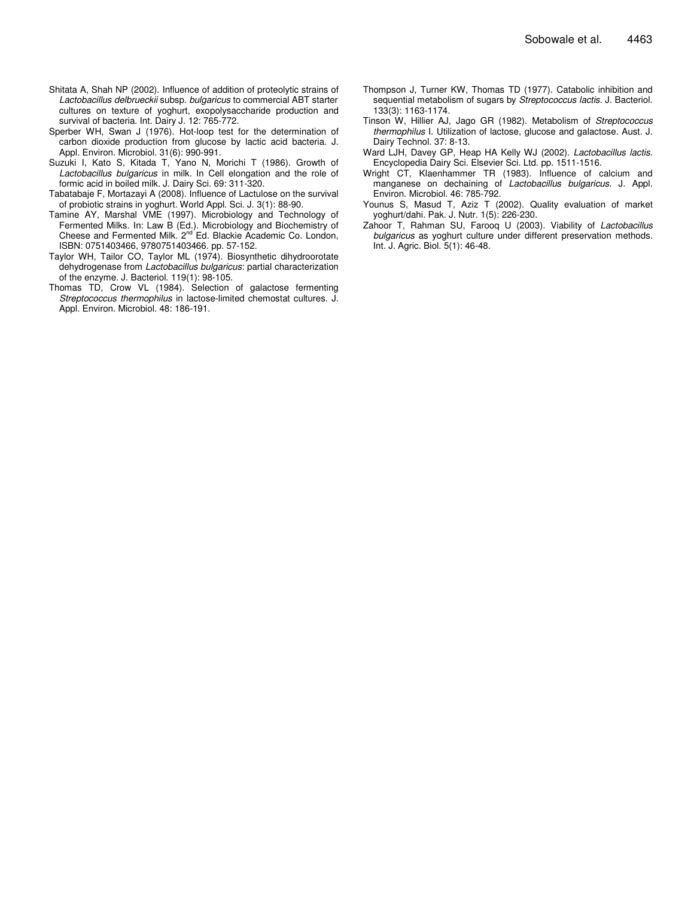Shitata A, Shah NP (2002). Influence of addition of proteolytic strains of *Lactobacillus delbrueckii* subsp. *bulgaricus* to commercial ABT starter cultures on texture of yoghurt, exopolysaccharide production and survival of bacteria. Int. Dairy J. 12: 765-772.

Sperber WH, Swan J (1976). Hot-loop test for the determination of carbon dioxide production from glucose by lactic acid bacteria. J. Appl. Environ. Microbiol. 31(6): 990-991.

Suzuki I, Kato S, Kitada T, Yano N, Morichi T (1986). Growth of *Lactobacillus bulgaricus* in milk. In Cell elongation and the role of formic acid in boiled milk. J. Dairy Sci. 69: 311-320.

Tabatabaje F, Mortazayi A (2008). Influence of Lactulose on the survival of probiotic strains in yoghurt. World Appl. Sci. J. 3(1): 88-90.

Tamine AY, Marshal VME (1997). Microbiology and Technology of Fermented Milks. In: Law B (Ed.). Microbiology and Biochemistry of Cheese and Fermented Milk. 2nd Ed. Blackie Academic Co. London, ISBN: 0751403466, 9780751403466. pp. 57-152.

Taylor WH, Tailor CO, Taylor ML (1974). Biosynthetic dihydroorotate dehydrogenase from *Lactobacillus bulgaricus*: partial characterization of the enzyme. J. Bacteriol. 119(1): 98-105.

Thomas TD, Crow VL (1984). Selection of galactose fermenting *Streptococcus thermophilus* in lactose-limited chemostat cultures. J. Appl. Environ. Microbiol. 48: 186-191.

Thompson J, Turner KW, Thomas TD (1977). Catabolic inhibition and sequential metabolism of sugars by *Streptococcus lactis*. J. Bacteriol. 133(3): 1163-1174.

Tinson W, Hillier AJ, Jago GR (1982). Metabolism of *Streptococcus thermophilus* I. Utilization of lactose, glucose and galactose. Aust. J. Dairy Technol. 37: 8-13.

Ward LJH, Davey GP, Heap HA Kelly WJ (2002). *Lactobacillus lactis*. Encyclopedia Dairy Sci. Elsevier Sci. Ltd. pp. 1511-1516.

Wright CT, Klaenhammer TR (1983). Influence of calcium and manganese on dechaining of *Lactobacillus bulgaricus*. J. Appl. Environ. Microbiol. 46: 785-792.

Younus S, Masud T, Aziz T (2002). Quality evaluation of market yoghurt/dahi. Pak. J. Nutr. 1(5): 226-230.

Zahoor T, Rahman SU, Farooq U (2003). Viability of *Lactobacillus bulgaricus* as yoghurt culture under different preservation methods. Int. J. Agric. Biol. 5(1): 46-48.